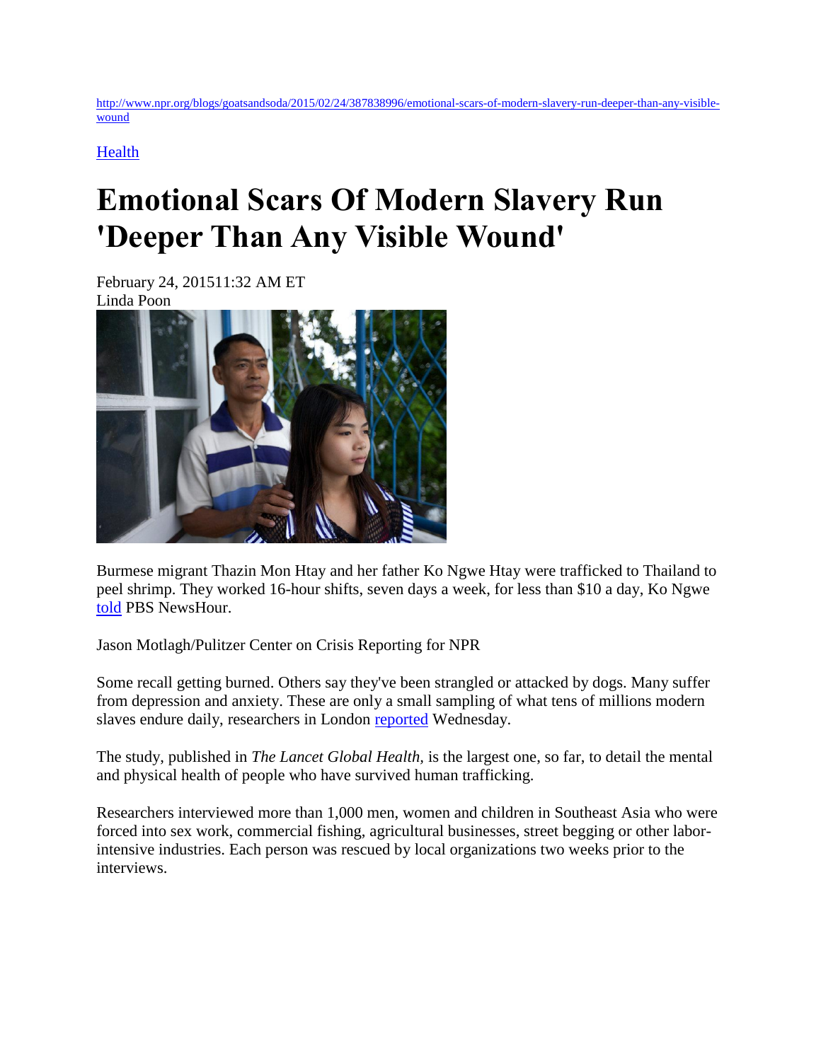http://www.npr.org/blogs/goatsandsoda/2015/02/24/387838996/emotional-scars-of-modern-slavery-run-deeper-than-any-visible-wound

Health

# Emotional Scars Of Modern Slavery Run 'Deeper Than Any Visible Wound'

February 24, 201511:32 AM ET
Linda Poon

Burmese migrant Thazin Mon Htay and her father Ko Ngwe Htay were trafficked to Thailand to peel shrimp. They worked 16-hour shifts, seven days a week, for less than $10 a day, Ko Ngwe told PBS NewsHour.

Jason Motlagh/Pulitzer Center on Crisis Reporting for NPR

Some recall getting burned. Others say they've been strangled or attacked by dogs. Many suffer from depression and anxiety. These are only a small sampling of what tens of millions modern slaves endure daily, researchers in London reported Wednesday.

The study, published in *The Lancet Global Health,* is the largest one, so far, to detail the mental and physical health of people who have survived human trafficking.

Researchers interviewed more than 1,000 men, women and children in Southeast Asia who were forced into sex work, commercial fishing, agricultural businesses, street begging or other labor-intensive industries. Each person was rescued by local organizations two weeks prior to the interviews.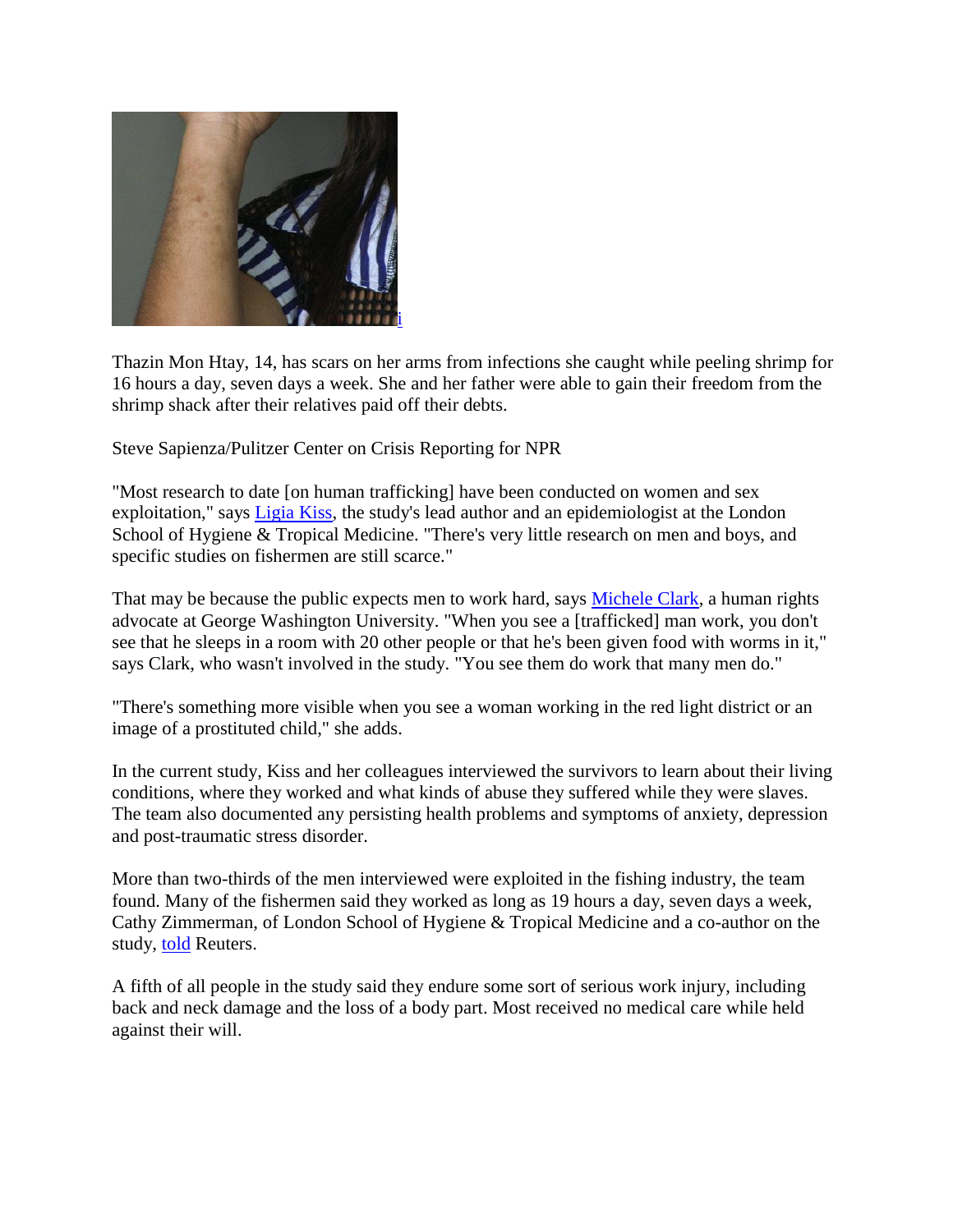i

Thazin Mon Htay, 14, has scars on her arms from infections she caught while peeling shrimp for 16 hours a day, seven days a week. She and her father were able to gain their freedom from the shrimp shack after their relatives paid off their debts.

Steve Sapienza/Pulitzer Center on Crisis Reporting for NPR

"Most research to date [on human trafficking] have been conducted on women and sex exploitation," says Ligia Kiss, the study's lead author and an epidemiologist at the London School of Hygiene & Tropical Medicine. "There's very little research on men and boys, and specific studies on fishermen are still scarce."

That may be because the public expects men to work hard, says Michele Clark, a human rights advocate at George Washington University. "When you see a [trafficked] man work, you don't see that he sleeps in a room with 20 other people or that he's been given food with worms in it," says Clark, who wasn't involved in the study. "You see them do work that many men do."

"There's something more visible when you see a woman working in the red light district or an image of a prostituted child," she adds.

In the current study, Kiss and her colleagues interviewed the survivors to learn about their living conditions, where they worked and what kinds of abuse they suffered while they were slaves. The team also documented any persisting health problems and symptoms of anxiety, depression and post-traumatic stress disorder.

More than two-thirds of the men interviewed were exploited in the fishing industry, the team found. Many of the fishermen said they worked as long as 19 hours a day, seven days a week, Cathy Zimmerman, of London School of Hygiene & Tropical Medicine and a co-author on the study, told Reuters.

A fifth of all people in the study said they endure some sort of serious work injury, including back and neck damage and the loss of a body part. Most received no medical care while held against their will.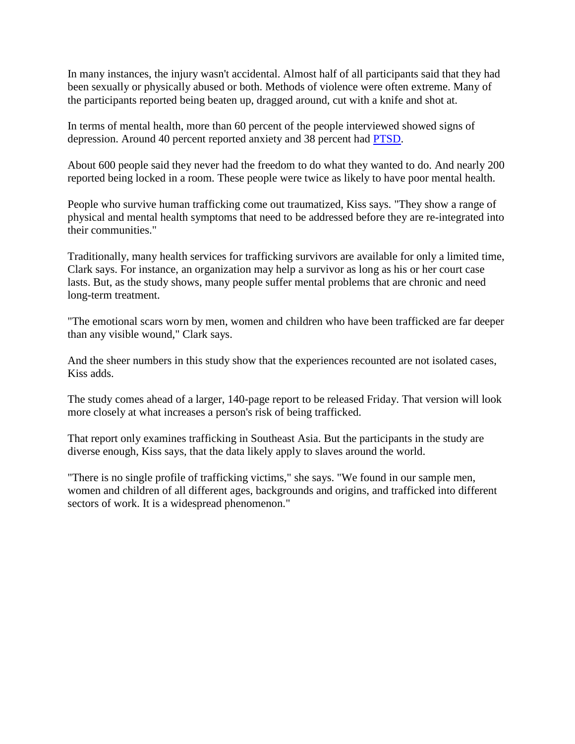In many instances, the injury wasn't accidental. Almost half of all participants said that they had been sexually or physically abused or both. Methods of violence were often extreme. Many of the participants reported being beaten up, dragged around, cut with a knife and shot at.

In terms of mental health, more than 60 percent of the people interviewed showed signs of depression. Around 40 percent reported anxiety and 38 percent had PTSD.

About 600 people said they never had the freedom to do what they wanted to do. And nearly 200 reported being locked in a room. These people were twice as likely to have poor mental health.

People who survive human trafficking come out traumatized, Kiss says. "They show a range of physical and mental health symptoms that need to be addressed before they are re-integrated into their communities."

Traditionally, many health services for trafficking survivors are available for only a limited time, Clark says. For instance, an organization may help a survivor as long as his or her court case lasts. But, as the study shows, many people suffer mental problems that are chronic and need long-term treatment.

"The emotional scars worn by men, women and children who have been trafficked are far deeper than any visible wound," Clark says.

And the sheer numbers in this study show that the experiences recounted are not isolated cases, Kiss adds.

The study comes ahead of a larger, 140-page report to be released Friday. That version will look more closely at what increases a person's risk of being trafficked.

That report only examines trafficking in Southeast Asia. But the participants in the study are diverse enough, Kiss says, that the data likely apply to slaves around the world.

"There is no single profile of trafficking victims," she says. "We found in our sample men, women and children of all different ages, backgrounds and origins, and trafficked into different sectors of work. It is a widespread phenomenon."